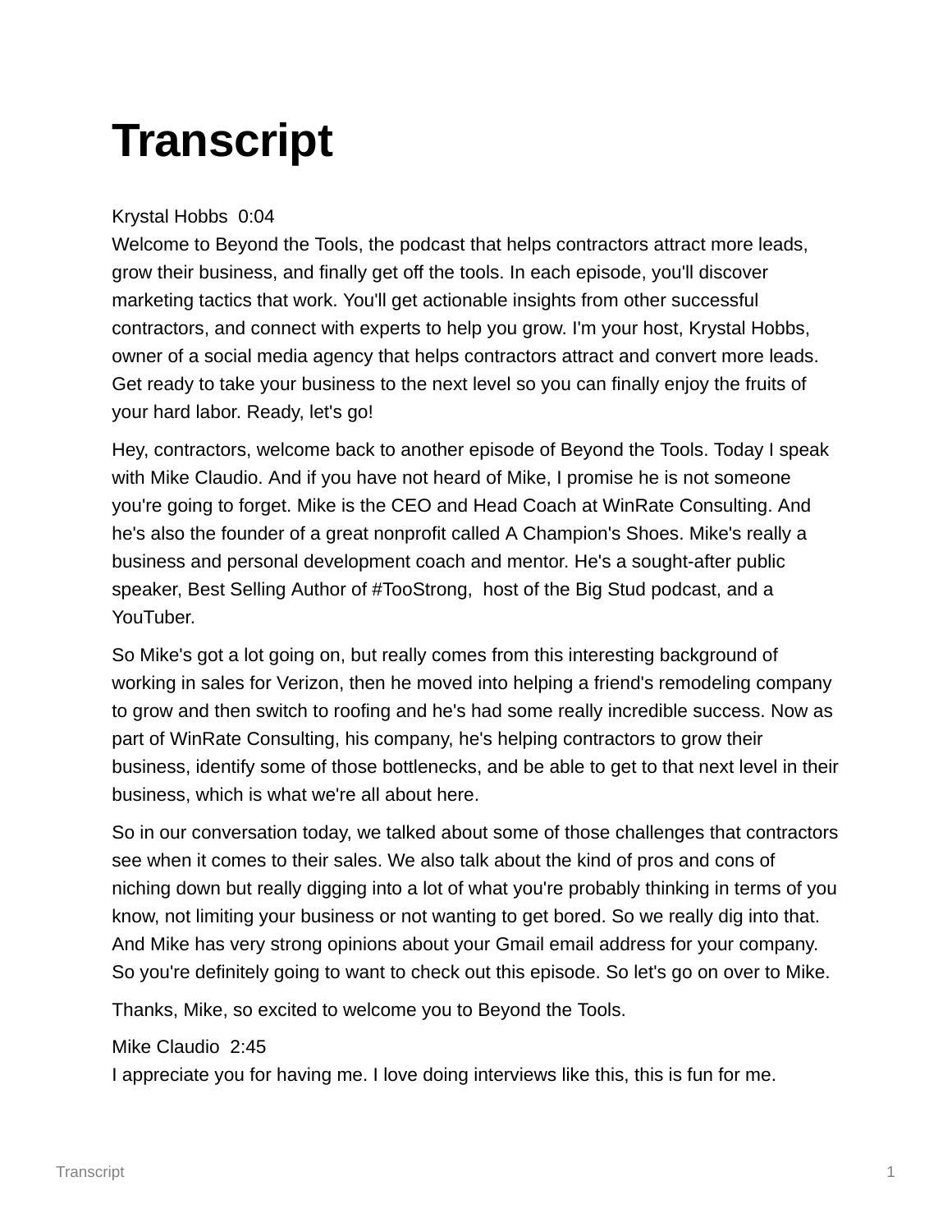# Transcript

Krystal Hobbs  0:04
Welcome to Beyond the Tools, the podcast that helps contractors attract more leads, grow their business, and finally get off the tools. In each episode, you'll discover marketing tactics that work. You'll get actionable insights from other successful contractors, and connect with experts to help you grow. I'm your host, Krystal Hobbs, owner of a social media agency that helps contractors attract and convert more leads. Get ready to take your business to the next level so you can finally enjoy the fruits of your hard labor. Ready, let's go!

Hey, contractors, welcome back to another episode of Beyond the Tools. Today I speak with Mike Claudio. And if you have not heard of Mike, I promise he is not someone you're going to forget. Mike is the CEO and Head Coach at WinRate Consulting. And he's also the founder of a great nonprofit called A Champion's Shoes. Mike's really a business and personal development coach and mentor. He's a sought-after public speaker, Best Selling Author of #TooStrong,  host of the Big Stud podcast, and a YouTuber.

So Mike's got a lot going on, but really comes from this interesting background of working in sales for Verizon, then he moved into helping a friend's remodeling company to grow and then switch to roofing and he's had some really incredible success. Now as part of WinRate Consulting, his company, he's helping contractors to grow their business, identify some of those bottlenecks, and be able to get to that next level in their business, which is what we're all about here.

So in our conversation today, we talked about some of those challenges that contractors see when it comes to their sales. We also talk about the kind of pros and cons of niching down but really digging into a lot of what you're probably thinking in terms of you know, not limiting your business or not wanting to get bored. So we really dig into that. And Mike has very strong opinions about your Gmail email address for your company. So you're definitely going to want to check out this episode. So let's go on over to Mike.

Thanks, Mike, so excited to welcome you to Beyond the Tools.

Mike Claudio  2:45
I appreciate you for having me. I love doing interviews like this, this is fun for me.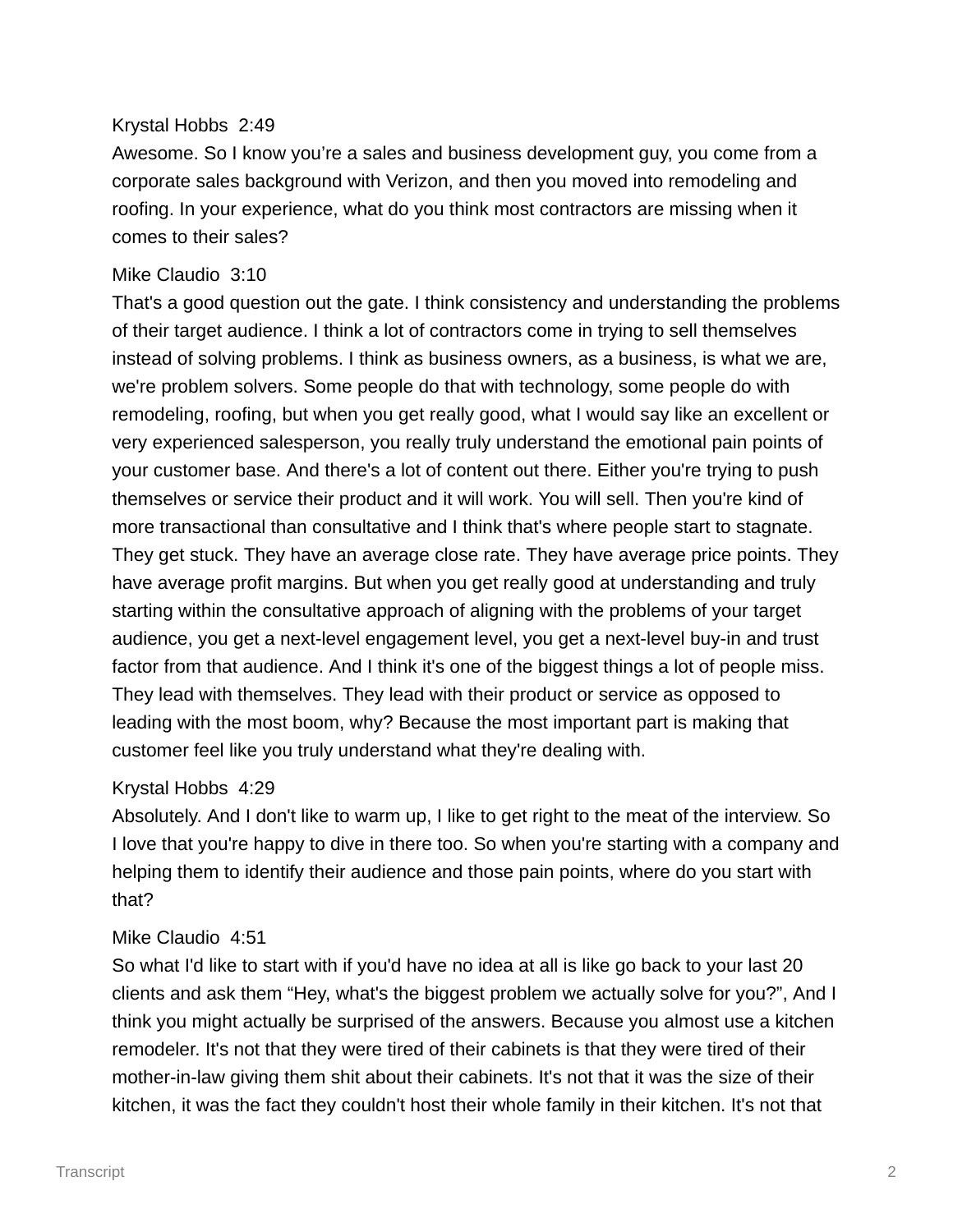Krystal Hobbs 2:49
Awesome. So I know you're a sales and business development guy, you come from a corporate sales background with Verizon, and then you moved into remodeling and roofing. In your experience, what do you think most contractors are missing when it comes to their sales?

Mike Claudio 3:10
That's a good question out the gate. I think consistency and understanding the problems of their target audience. I think a lot of contractors come in trying to sell themselves instead of solving problems. I think as business owners, as a business, is what we are, we're problem solvers. Some people do that with technology, some people do with remodeling, roofing, but when you get really good, what I would say like an excellent or very experienced salesperson, you really truly understand the emotional pain points of your customer base. And there's a lot of content out there. Either you're trying to push themselves or service their product and it will work. You will sell. Then you're kind of more transactional than consultative and I think that's where people start to stagnate. They get stuck. They have an average close rate. They have average price points. They have average profit margins. But when you get really good at understanding and truly starting within the consultative approach of aligning with the problems of your target audience, you get a next-level engagement level, you get a next-level buy-in and trust factor from that audience. And I think it's one of the biggest things a lot of people miss. They lead with themselves. They lead with their product or service as opposed to leading with the most boom, why? Because the most important part is making that customer feel like you truly understand what they're dealing with.

Krystal Hobbs 4:29
Absolutely. And I don't like to warm up, I like to get right to the meat of the interview. So I love that you're happy to dive in there too. So when you're starting with a company and helping them to identify their audience and those pain points, where do you start with that?

Mike Claudio 4:51
So what I'd like to start with if you'd have no idea at all is like go back to your last 20 clients and ask them "Hey, what's the biggest problem we actually solve for you?", And I think you might actually be surprised of the answers. Because you almost use a kitchen remodeler. It's not that they were tired of their cabinets is that they were tired of their mother-in-law giving them shit about their cabinets. It's not that it was the size of their kitchen, it was the fact they couldn't host their whole family in their kitchen. It's not that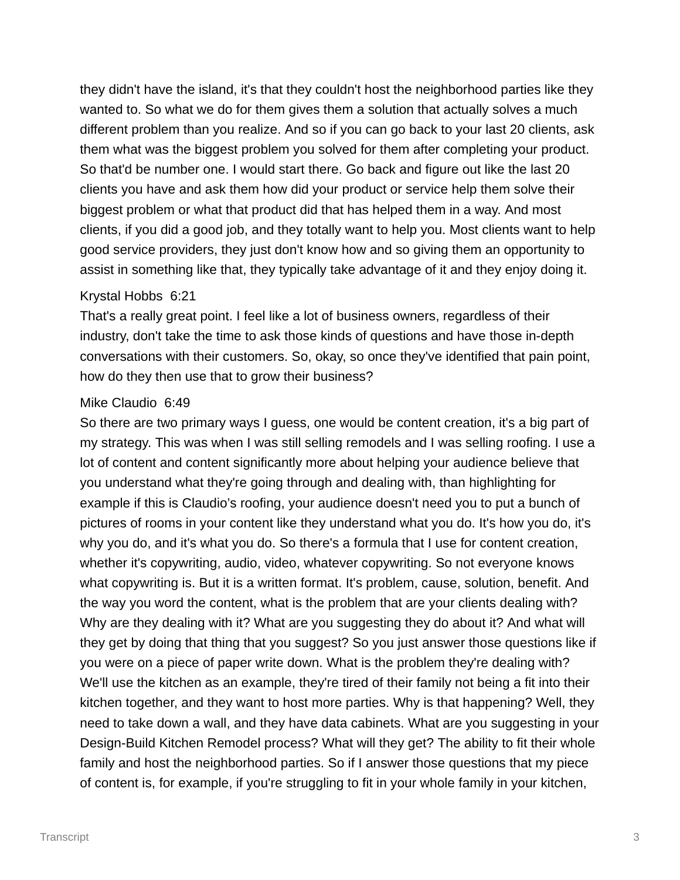they didn't have the island, it's that they couldn't host the neighborhood parties like they wanted to. So what we do for them gives them a solution that actually solves a much different problem than you realize. And so if you can go back to your last 20 clients, ask them what was the biggest problem you solved for them after completing your product. So that'd be number one. I would start there. Go back and figure out like the last 20 clients you have and ask them how did your product or service help them solve their biggest problem or what that product did that has helped them in a way. And most clients, if you did a good job, and they totally want to help you. Most clients want to help good service providers, they just don't know how and so giving them an opportunity to assist in something like that, they typically take advantage of it and they enjoy doing it.

Krystal Hobbs 6:21
That's a really great point. I feel like a lot of business owners, regardless of their industry, don't take the time to ask those kinds of questions and have those in-depth conversations with their customers. So, okay, so once they've identified that pain point, how do they then use that to grow their business?

Mike Claudio 6:49
So there are two primary ways I guess, one would be content creation, it's a big part of my strategy. This was when I was still selling remodels and I was selling roofing. I use a lot of content and content significantly more about helping your audience believe that you understand what they're going through and dealing with, than highlighting for example if this is Claudio's roofing, your audience doesn't need you to put a bunch of pictures of rooms in your content like they understand what you do. It's how you do, it's why you do, and it's what you do. So there's a formula that I use for content creation, whether it's copywriting, audio, video, whatever copywriting. So not everyone knows what copywriting is. But it is a written format. It's problem, cause, solution, benefit. And the way you word the content, what is the problem that are your clients dealing with? Why are they dealing with it? What are you suggesting they do about it? And what will they get by doing that thing that you suggest? So you just answer those questions like if you were on a piece of paper write down. What is the problem they're dealing with? We'll use the kitchen as an example, they're tired of their family not being a fit into their kitchen together, and they want to host more parties. Why is that happening? Well, they need to take down a wall, and they have data cabinets. What are you suggesting in your Design-Build Kitchen Remodel process? What will they get? The ability to fit their whole family and host the neighborhood parties. So if I answer those questions that my piece of content is, for example, if you're struggling to fit in your whole family in your kitchen,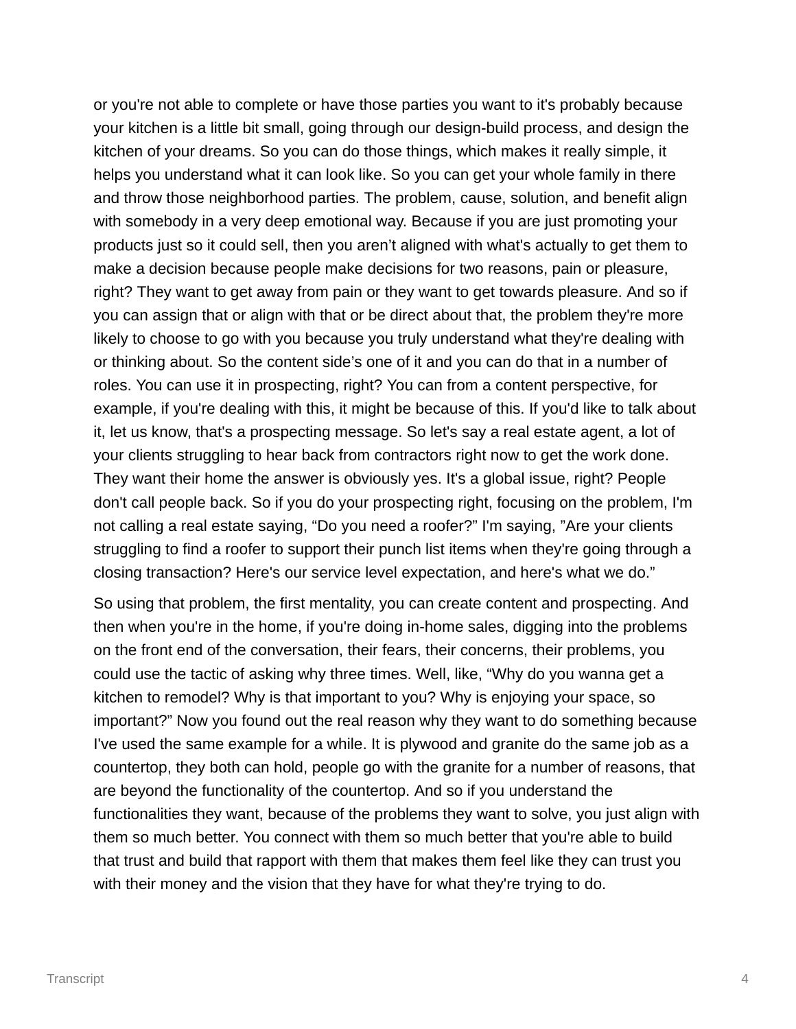or you're not able to complete or have those parties you want to it's probably because your kitchen is a little bit small, going through our design-build process, and design the kitchen of your dreams. So you can do those things, which makes it really simple, it helps you understand what it can look like. So you can get your whole family in there and throw those neighborhood parties. The problem, cause, solution, and benefit align with somebody in a very deep emotional way. Because if you are just promoting your products just so it could sell, then you aren't aligned with what's actually to get them to make a decision because people make decisions for two reasons, pain or pleasure, right? They want to get away from pain or they want to get towards pleasure. And so if you can assign that or align with that or be direct about that, the problem they're more likely to choose to go with you because you truly understand what they're dealing with or thinking about. So the content side's one of it and you can do that in a number of roles. You can use it in prospecting, right? You can from a content perspective, for example, if you're dealing with this, it might be because of this. If you'd like to talk about it, let us know, that's a prospecting message. So let's say a real estate agent, a lot of your clients struggling to hear back from contractors right now to get the work done. They want their home the answer is obviously yes. It's a global issue, right? People don't call people back. So if you do your prospecting right, focusing on the problem, I'm not calling a real estate saying, "Do you need a roofer?" I'm saying, "Are your clients struggling to find a roofer to support their punch list items when they're going through a closing transaction? Here's our service level expectation, and here's what we do."

So using that problem, the first mentality, you can create content and prospecting. And then when you're in the home, if you're doing in-home sales, digging into the problems on the front end of the conversation, their fears, their concerns, their problems, you could use the tactic of asking why three times. Well, like, "Why do you wanna get a kitchen to remodel? Why is that important to you? Why is enjoying your space, so important?" Now you found out the real reason why they want to do something because I've used the same example for a while. It is plywood and granite do the same job as a countertop, they both can hold, people go with the granite for a number of reasons, that are beyond the functionality of the countertop. And so if you understand the functionalities they want, because of the problems they want to solve, you just align with them so much better. You connect with them so much better that you're able to build that trust and build that rapport with them that makes them feel like they can trust you with their money and the vision that they have for what they're trying to do.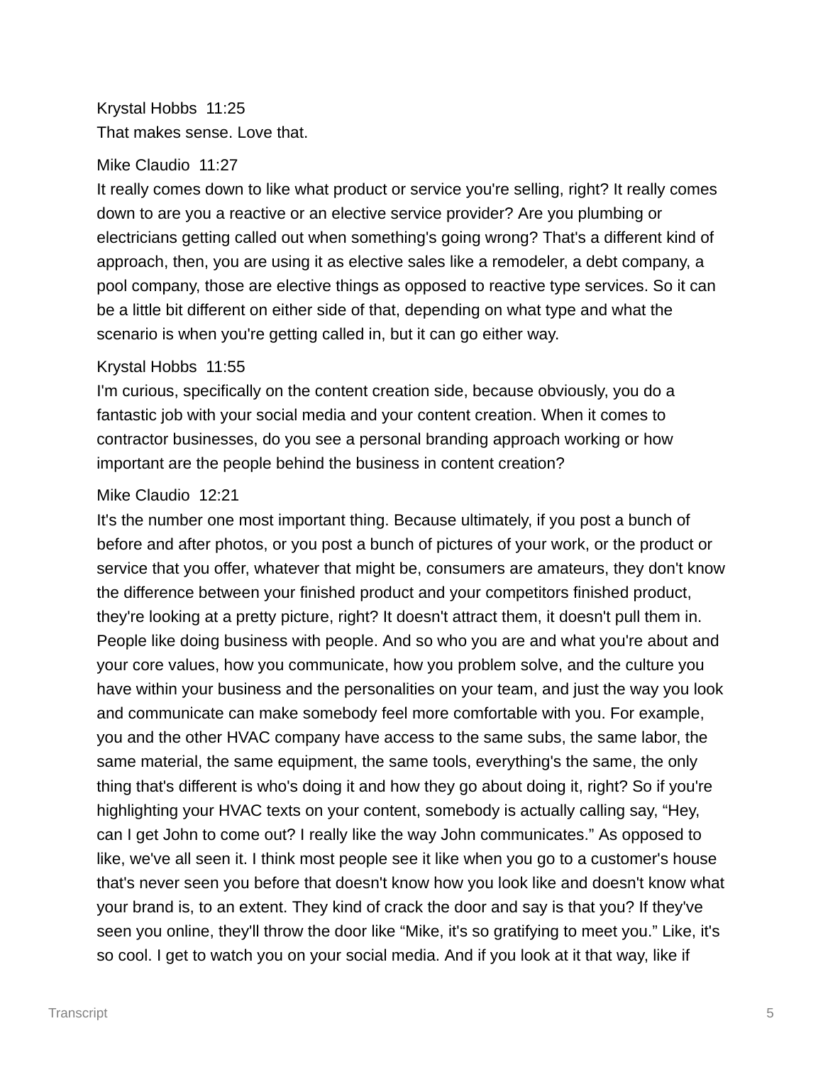Krystal Hobbs 11:25
That makes sense. Love that.

Mike Claudio 11:27
It really comes down to like what product or service you're selling, right? It really comes down to are you a reactive or an elective service provider? Are you plumbing or electricians getting called out when something's going wrong? That's a different kind of approach, then, you are using it as elective sales like a remodeler, a debt company, a pool company, those are elective things as opposed to reactive type services. So it can be a little bit different on either side of that, depending on what type and what the scenario is when you're getting called in, but it can go either way.

Krystal Hobbs 11:55
I'm curious, specifically on the content creation side, because obviously, you do a fantastic job with your social media and your content creation. When it comes to contractor businesses, do you see a personal branding approach working or how important are the people behind the business in content creation?

Mike Claudio 12:21
It's the number one most important thing. Because ultimately, if you post a bunch of before and after photos, or you post a bunch of pictures of your work, or the product or service that you offer, whatever that might be, consumers are amateurs, they don't know the difference between your finished product and your competitors finished product, they're looking at a pretty picture, right? It doesn't attract them, it doesn't pull them in. People like doing business with people. And so who you are and what you're about and your core values, how you communicate, how you problem solve, and the culture you have within your business and the personalities on your team, and just the way you look and communicate can make somebody feel more comfortable with you. For example, you and the other HVAC company have access to the same subs, the same labor, the same material, the same equipment, the same tools, everything's the same, the only thing that's different is who's doing it and how they go about doing it, right? So if you're highlighting your HVAC texts on your content, somebody is actually calling say, "Hey, can I get John to come out? I really like the way John communicates." As opposed to like, we've all seen it. I think most people see it like when you go to a customer's house that's never seen you before that doesn't know how you look like and doesn't know what your brand is, to an extent. They kind of crack the door and say is that you? If they've seen you online, they'll throw the door like "Mike, it's so gratifying to meet you." Like, it's so cool. I get to watch you on your social media. And if you look at it that way, like if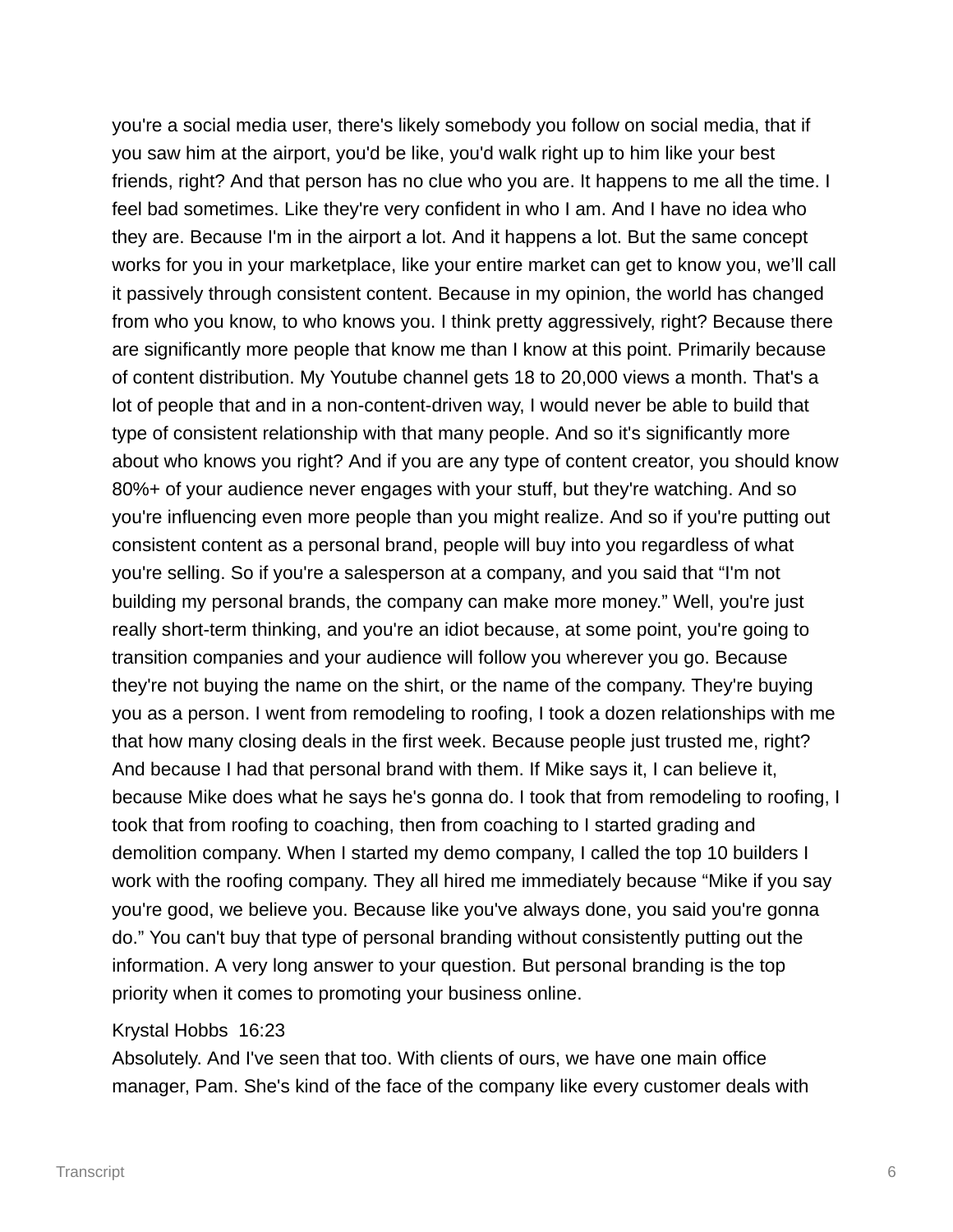you're a social media user, there's likely somebody you follow on social media, that if you saw him at the airport, you'd be like, you'd walk right up to him like your best friends, right? And that person has no clue who you are. It happens to me all the time. I feel bad sometimes. Like they're very confident in who I am. And I have no idea who they are. Because I'm in the airport a lot. And it happens a lot. But the same concept works for you in your marketplace, like your entire market can get to know you, we'll call it passively through consistent content. Because in my opinion, the world has changed from who you know, to who knows you. I think pretty aggressively, right? Because there are significantly more people that know me than I know at this point. Primarily because of content distribution. My Youtube channel gets 18 to 20,000 views a month. That's a lot of people that and in a non-content-driven way, I would never be able to build that type of consistent relationship with that many people. And so it's significantly more about who knows you right? And if you are any type of content creator, you should know 80%+ of your audience never engages with your stuff, but they're watching. And so you're influencing even more people than you might realize. And so if you're putting out consistent content as a personal brand, people will buy into you regardless of what you're selling. So if you're a salesperson at a company, and you said that "I'm not building my personal brands, the company can make more money." Well, you're just really short-term thinking, and you're an idiot because, at some point, you're going to transition companies and your audience will follow you wherever you go. Because they're not buying the name on the shirt, or the name of the company. They're buying you as a person. I went from remodeling to roofing, I took a dozen relationships with me that how many closing deals in the first week. Because people just trusted me, right? And because I had that personal brand with them. If Mike says it, I can believe it, because Mike does what he says he's gonna do. I took that from remodeling to roofing, I took that from roofing to coaching, then from coaching to I started grading and demolition company. When I started my demo company, I called the top 10 builders I work with the roofing company. They all hired me immediately because "Mike if you say you're good, we believe you. Because like you've always done, you said you're gonna do." You can't buy that type of personal branding without consistently putting out the information. A very long answer to your question. But personal branding is the top priority when it comes to promoting your business online.

Krystal Hobbs 16:23
Absolutely. And I've seen that too. With clients of ours, we have one main office manager, Pam. She's kind of the face of the company like every customer deals with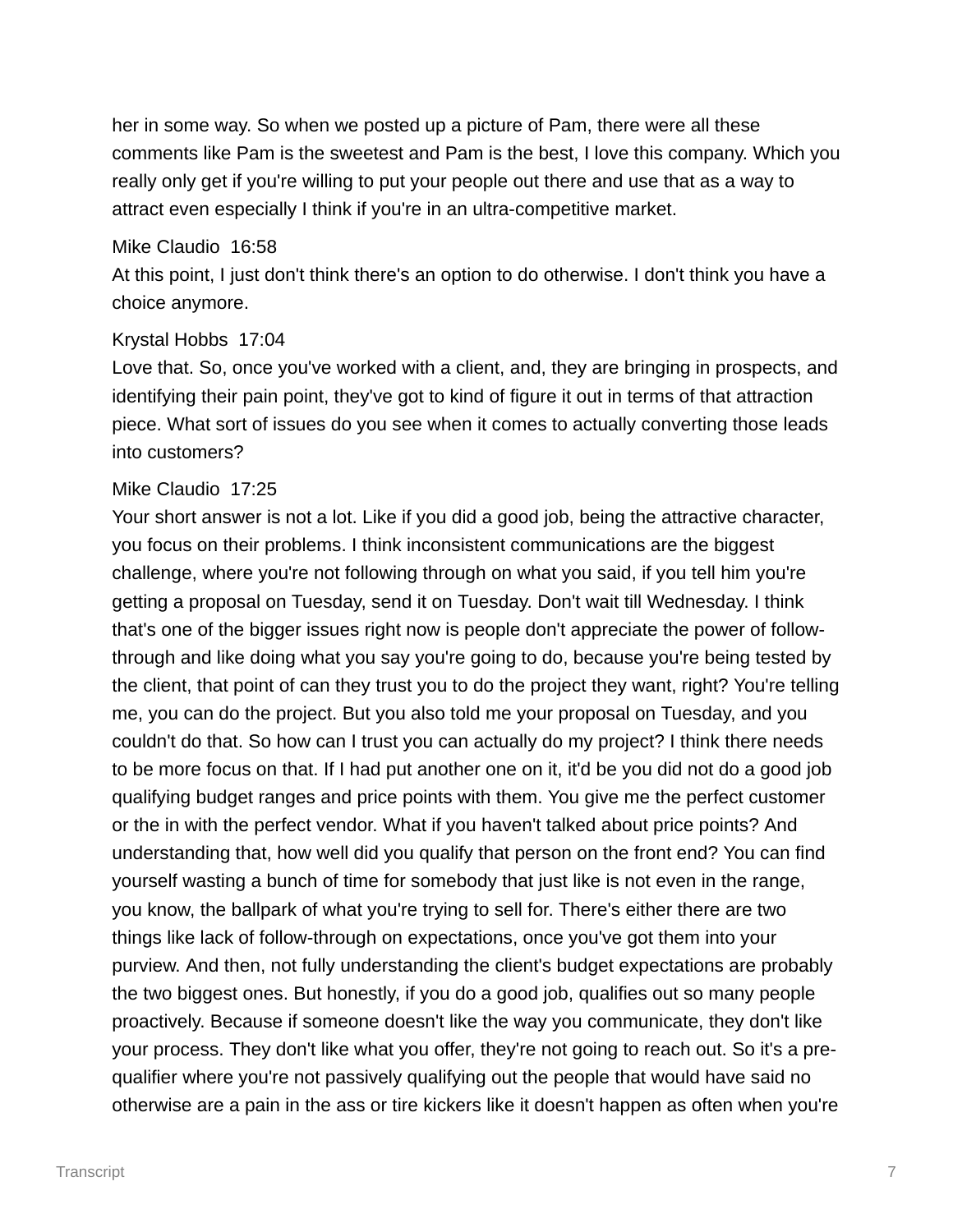her in some way. So when we posted up a picture of Pam, there were all these comments like Pam is the sweetest and Pam is the best, I love this company. Which you really only get if you're willing to put your people out there and use that as a way to attract even especially I think if you're in an ultra-competitive market.

Mike Claudio 16:58
At this point, I just don't think there's an option to do otherwise. I don't think you have a choice anymore.

Krystal Hobbs 17:04
Love that. So, once you've worked with a client, and, they are bringing in prospects, and identifying their pain point, they've got to kind of figure it out in terms of that attraction piece. What sort of issues do you see when it comes to actually converting those leads into customers?

Mike Claudio 17:25
Your short answer is not a lot. Like if you did a good job, being the attractive character, you focus on their problems. I think inconsistent communications are the biggest challenge, where you're not following through on what you said, if you tell him you're getting a proposal on Tuesday, send it on Tuesday. Don't wait till Wednesday. I think that's one of the bigger issues right now is people don't appreciate the power of follow-through and like doing what you say you're going to do, because you're being tested by the client, that point of can they trust you to do the project they want, right? You're telling me, you can do the project. But you also told me your proposal on Tuesday, and you couldn't do that. So how can I trust you can actually do my project? I think there needs to be more focus on that. If I had put another one on it, it'd be you did not do a good job qualifying budget ranges and price points with them. You give me the perfect customer or the in with the perfect vendor. What if you haven't talked about price points? And understanding that, how well did you qualify that person on the front end? You can find yourself wasting a bunch of time for somebody that just like is not even in the range, you know, the ballpark of what you're trying to sell for. There's either there are two things like lack of follow-through on expectations, once you've got them into your purview. And then, not fully understanding the client's budget expectations are probably the two biggest ones. But honestly, if you do a good job, qualifies out so many people proactively. Because if someone doesn't like the way you communicate, they don't like your process. They don't like what you offer, they're not going to reach out. So it's a pre-qualifier where you're not passively qualifying out the people that would have said no otherwise are a pain in the ass or tire kickers like it doesn't happen as often when you're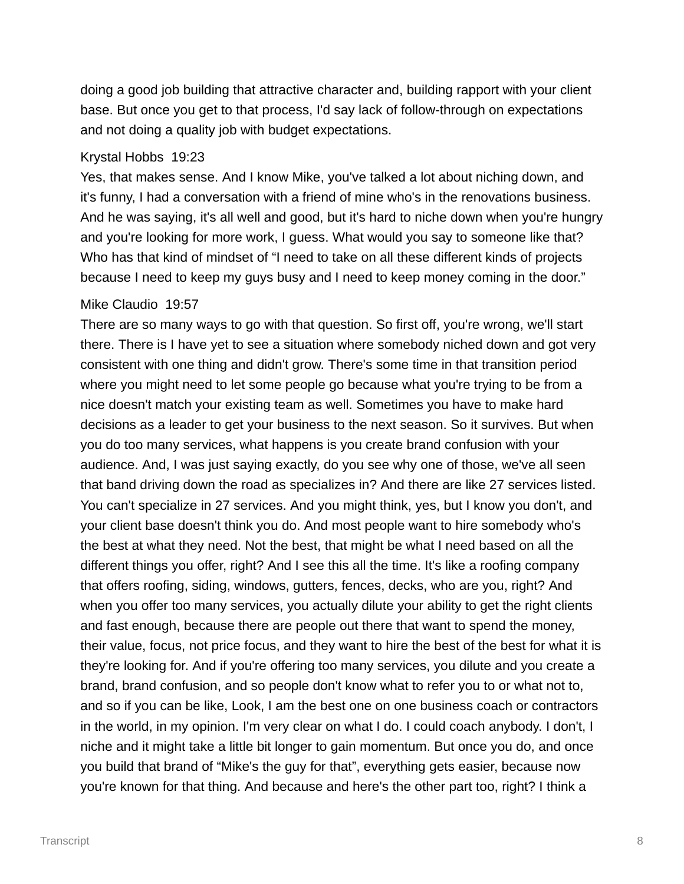doing a good job building that attractive character and, building rapport with your client base. But once you get to that process, I'd say lack of follow-through on expectations and not doing a quality job with budget expectations.

Krystal Hobbs 19:23
Yes, that makes sense. And I know Mike, you've talked a lot about niching down, and it's funny, I had a conversation with a friend of mine who's in the renovations business. And he was saying, it's all well and good, but it's hard to niche down when you're hungry and you're looking for more work, I guess. What would you say to someone like that? Who has that kind of mindset of "I need to take on all these different kinds of projects because I need to keep my guys busy and I need to keep money coming in the door."

Mike Claudio 19:57
There are so many ways to go with that question. So first off, you're wrong, we'll start there. There is I have yet to see a situation where somebody niched down and got very consistent with one thing and didn't grow. There's some time in that transition period where you might need to let some people go because what you're trying to be from a nice doesn't match your existing team as well. Sometimes you have to make hard decisions as a leader to get your business to the next season. So it survives. But when you do too many services, what happens is you create brand confusion with your audience. And, I was just saying exactly, do you see why one of those, we've all seen that band driving down the road as specializes in? And there are like 27 services listed. You can't specialize in 27 services. And you might think, yes, but I know you don't, and your client base doesn't think you do. And most people want to hire somebody who's the best at what they need. Not the best, that might be what I need based on all the different things you offer, right? And I see this all the time. It's like a roofing company that offers roofing, siding, windows, gutters, fences, decks, who are you, right? And when you offer too many services, you actually dilute your ability to get the right clients and fast enough, because there are people out there that want to spend the money, their value, focus, not price focus, and they want to hire the best of the best for what it is they're looking for. And if you're offering too many services, you dilute and you create a brand, brand confusion, and so people don't know what to refer you to or what not to, and so if you can be like, Look, I am the best one on one business coach or contractors in the world, in my opinion. I'm very clear on what I do. I could coach anybody. I don't, I niche and it might take a little bit longer to gain momentum. But once you do, and once you build that brand of "Mike's the guy for that", everything gets easier, because now you're known for that thing. And because and here's the other part too, right? I think a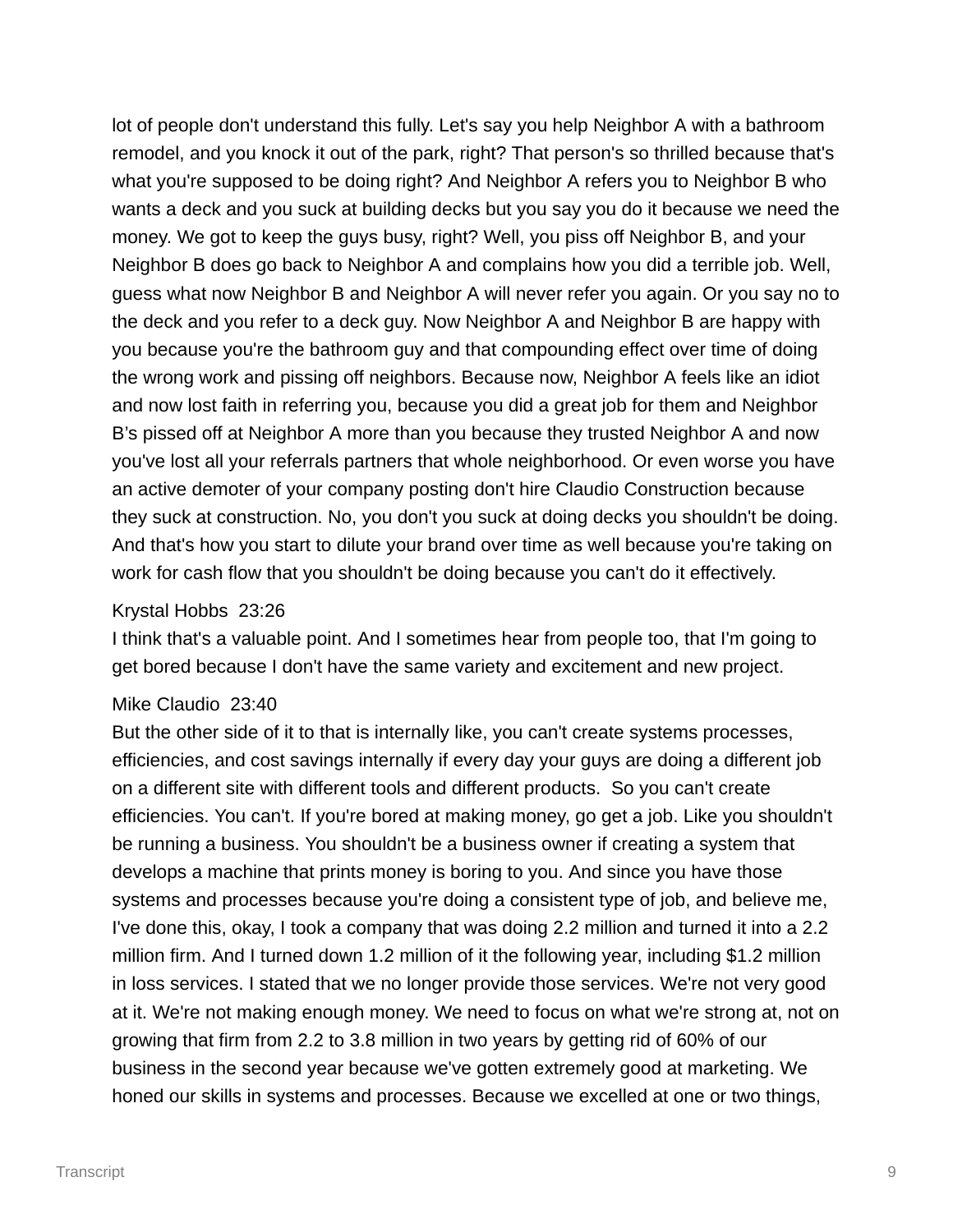lot of people don't understand this fully. Let's say you help Neighbor A with a bathroom remodel, and you knock it out of the park, right? That person's so thrilled because that's what you're supposed to be doing right? And Neighbor A refers you to Neighbor B who wants a deck and you suck at building decks but you say you do it because we need the money. We got to keep the guys busy, right? Well, you piss off Neighbor B, and your Neighbor B does go back to Neighbor A and complains how you did a terrible job. Well, guess what now Neighbor B and Neighbor A will never refer you again. Or you say no to the deck and you refer to a deck guy. Now Neighbor A and Neighbor B are happy with you because you're the bathroom guy and that compounding effect over time of doing the wrong work and pissing off neighbors. Because now, Neighbor A feels like an idiot and now lost faith in referring you, because you did a great job for them and Neighbor B's pissed off at Neighbor A more than you because they trusted Neighbor A and now you've lost all your referrals partners that whole neighborhood. Or even worse you have an active demoter of your company posting don't hire Claudio Construction because they suck at construction. No, you don't you suck at doing decks you shouldn't be doing. And that's how you start to dilute your brand over time as well because you're taking on work for cash flow that you shouldn't be doing because you can't do it effectively.

Krystal Hobbs 23:26
I think that's a valuable point. And I sometimes hear from people too, that I'm going to get bored because I don't have the same variety and excitement and new project.

Mike Claudio 23:40
But the other side of it to that is internally like, you can't create systems processes, efficiencies, and cost savings internally if every day your guys are doing a different job on a different site with different tools and different products. So you can't create efficiencies. You can't. If you're bored at making money, go get a job. Like you shouldn't be running a business. You shouldn't be a business owner if creating a system that develops a machine that prints money is boring to you. And since you have those systems and processes because you're doing a consistent type of job, and believe me, I've done this, okay, I took a company that was doing 2.2 million and turned it into a 2.2 million firm. And I turned down 1.2 million of it the following year, including $1.2 million in loss services. I stated that we no longer provide those services. We're not very good at it. We're not making enough money. We need to focus on what we're strong at, not on growing that firm from 2.2 to 3.8 million in two years by getting rid of 60% of our business in the second year because we've gotten extremely good at marketing. We honed our skills in systems and processes. Because we excelled at one or two things,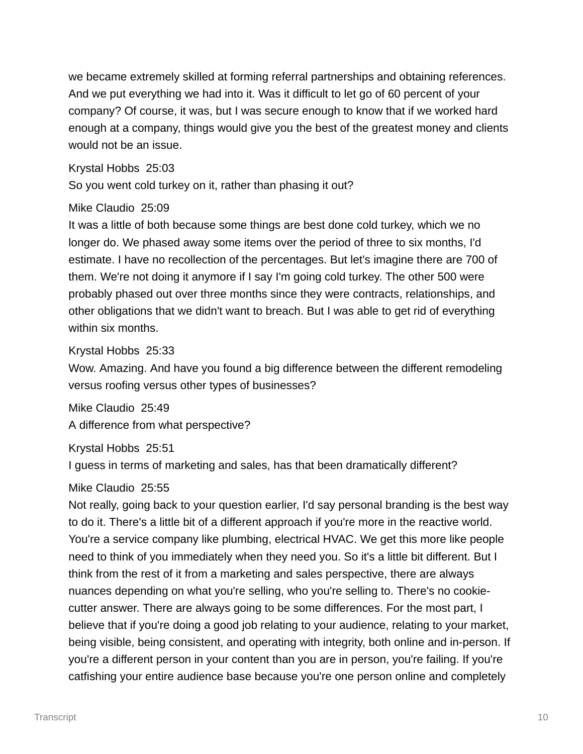we became extremely skilled at forming referral partnerships and obtaining references. And we put everything we had into it. Was it difficult to let go of 60 percent of your company? Of course, it was, but I was secure enough to know that if we worked hard enough at a company, things would give you the best of the greatest money and clients would not be an issue.

Krystal Hobbs 25:03
So you went cold turkey on it, rather than phasing it out?

Mike Claudio 25:09
It was a little of both because some things are best done cold turkey, which we no longer do. We phased away some items over the period of three to six months, I'd estimate. I have no recollection of the percentages. But let's imagine there are 700 of them. We're not doing it anymore if I say I'm going cold turkey. The other 500 were probably phased out over three months since they were contracts, relationships, and other obligations that we didn't want to breach. But I was able to get rid of everything within six months.

Krystal Hobbs 25:33
Wow. Amazing. And have you found a big difference between the different remodeling versus roofing versus other types of businesses?

Mike Claudio 25:49
A difference from what perspective?

Krystal Hobbs 25:51
I guess in terms of marketing and sales, has that been dramatically different?

Mike Claudio 25:55
Not really, going back to your question earlier, I'd say personal branding is the best way to do it. There's a little bit of a different approach if you're more in the reactive world. You're a service company like plumbing, electrical HVAC. We get this more like people need to think of you immediately when they need you. So it's a little bit different. But I think from the rest of it from a marketing and sales perspective, there are always nuances depending on what you're selling, who you're selling to. There's no cookie-cutter answer. There are always going to be some differences. For the most part, I believe that if you're doing a good job relating to your audience, relating to your market, being visible, being consistent, and operating with integrity, both online and in-person. If you're a different person in your content than you are in person, you're failing. If you're catfishing your entire audience base because you're one person online and completely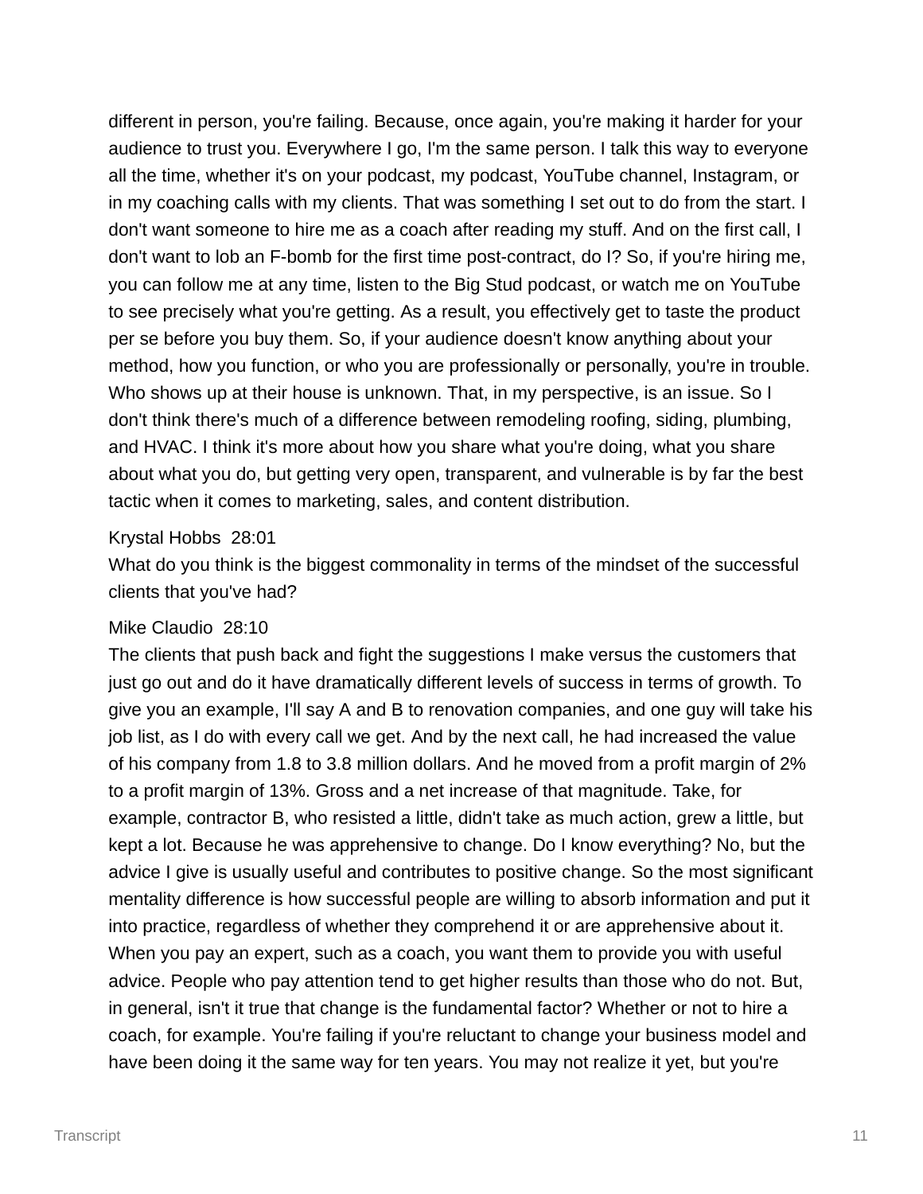different in person, you're failing. Because, once again, you're making it harder for your audience to trust you. Everywhere I go, I'm the same person. I talk this way to everyone all the time, whether it's on your podcast, my podcast, YouTube channel, Instagram, or in my coaching calls with my clients. That was something I set out to do from the start. I don't want someone to hire me as a coach after reading my stuff. And on the first call, I don't want to lob an F-bomb for the first time post-contract, do I? So, if you're hiring me, you can follow me at any time, listen to the Big Stud podcast, or watch me on YouTube to see precisely what you're getting. As a result, you effectively get to taste the product per se before you buy them. So, if your audience doesn't know anything about your method, how you function, or who you are professionally or personally, you're in trouble. Who shows up at their house is unknown. That, in my perspective, is an issue. So I don't think there's much of a difference between remodeling roofing, siding, plumbing, and HVAC. I think it's more about how you share what you're doing, what you share about what you do, but getting very open, transparent, and vulnerable is by far the best tactic when it comes to marketing, sales, and content distribution.

Krystal Hobbs 28:01
What do you think is the biggest commonality in terms of the mindset of the successful clients that you've had?

Mike Claudio 28:10
The clients that push back and fight the suggestions I make versus the customers that just go out and do it have dramatically different levels of success in terms of growth. To give you an example, I'll say A and B to renovation companies, and one guy will take his job list, as I do with every call we get. And by the next call, he had increased the value of his company from 1.8 to 3.8 million dollars. And he moved from a profit margin of 2% to a profit margin of 13%. Gross and a net increase of that magnitude. Take, for example, contractor B, who resisted a little, didn't take as much action, grew a little, but kept a lot. Because he was apprehensive to change. Do I know everything? No, but the advice I give is usually useful and contributes to positive change. So the most significant mentality difference is how successful people are willing to absorb information and put it into practice, regardless of whether they comprehend it or are apprehensive about it. When you pay an expert, such as a coach, you want them to provide you with useful advice. People who pay attention tend to get higher results than those who do not. But, in general, isn't it true that change is the fundamental factor? Whether or not to hire a coach, for example. You're failing if you're reluctant to change your business model and have been doing it the same way for ten years. You may not realize it yet, but you're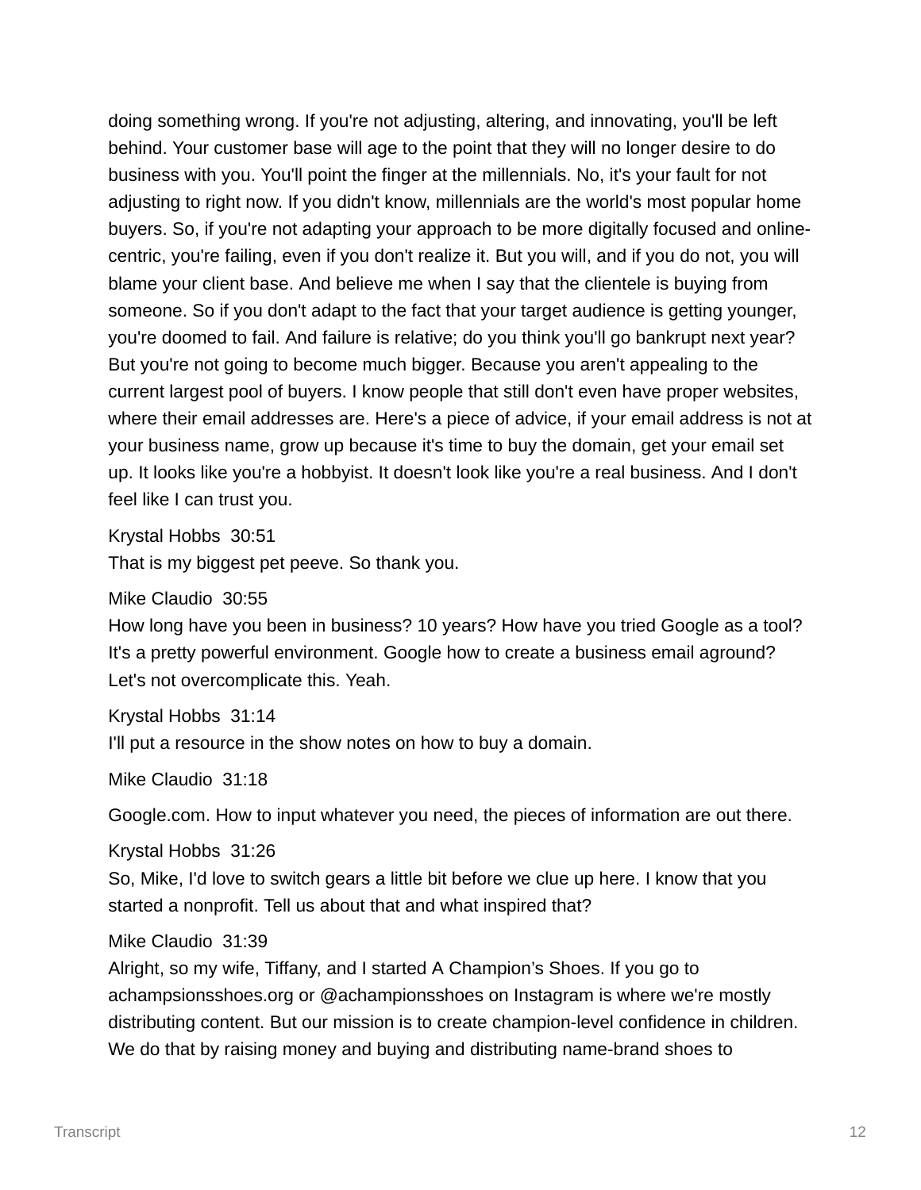doing something wrong. If you're not adjusting, altering, and innovating, you'll be left behind. Your customer base will age to the point that they will no longer desire to do business with you. You'll point the finger at the millennials. No, it's your fault for not adjusting to right now. If you didn't know, millennials are the world's most popular home buyers. So, if you're not adapting your approach to be more digitally focused and online-centric, you're failing, even if you don't realize it. But you will, and if you do not, you will blame your client base. And believe me when I say that the clientele is buying from someone. So if you don't adapt to the fact that your target audience is getting younger, you're doomed to fail. And failure is relative; do you think you'll go bankrupt next year? But you're not going to become much bigger. Because you aren't appealing to the current largest pool of buyers. I know people that still don't even have proper websites, where their email addresses are. Here's a piece of advice, if your email address is not at your business name, grow up because it's time to buy the domain, get your email set up. It looks like you're a hobbyist. It doesn't look like you're a real business. And I don't feel like I can trust you.

Krystal Hobbs 30:51
That is my biggest pet peeve. So thank you.

Mike Claudio 30:55
How long have you been in business? 10 years? How have you tried Google as a tool? It's a pretty powerful environment. Google how to create a business email aground? Let's not overcomplicate this. Yeah.

Krystal Hobbs 31:14
I'll put a resource in the show notes on how to buy a domain.

Mike Claudio 31:18

Google.com. How to input whatever you need, the pieces of information are out there.

Krystal Hobbs 31:26
So, Mike, I'd love to switch gears a little bit before we clue up here. I know that you started a nonprofit. Tell us about that and what inspired that?

Mike Claudio 31:39
Alright, so my wife, Tiffany, and I started A Champion's Shoes. If you go to achampsionsshoes.org or @achampionsshoes on Instagram is where we're mostly distributing content. But our mission is to create champion-level confidence in children. We do that by raising money and buying and distributing name-brand shoes to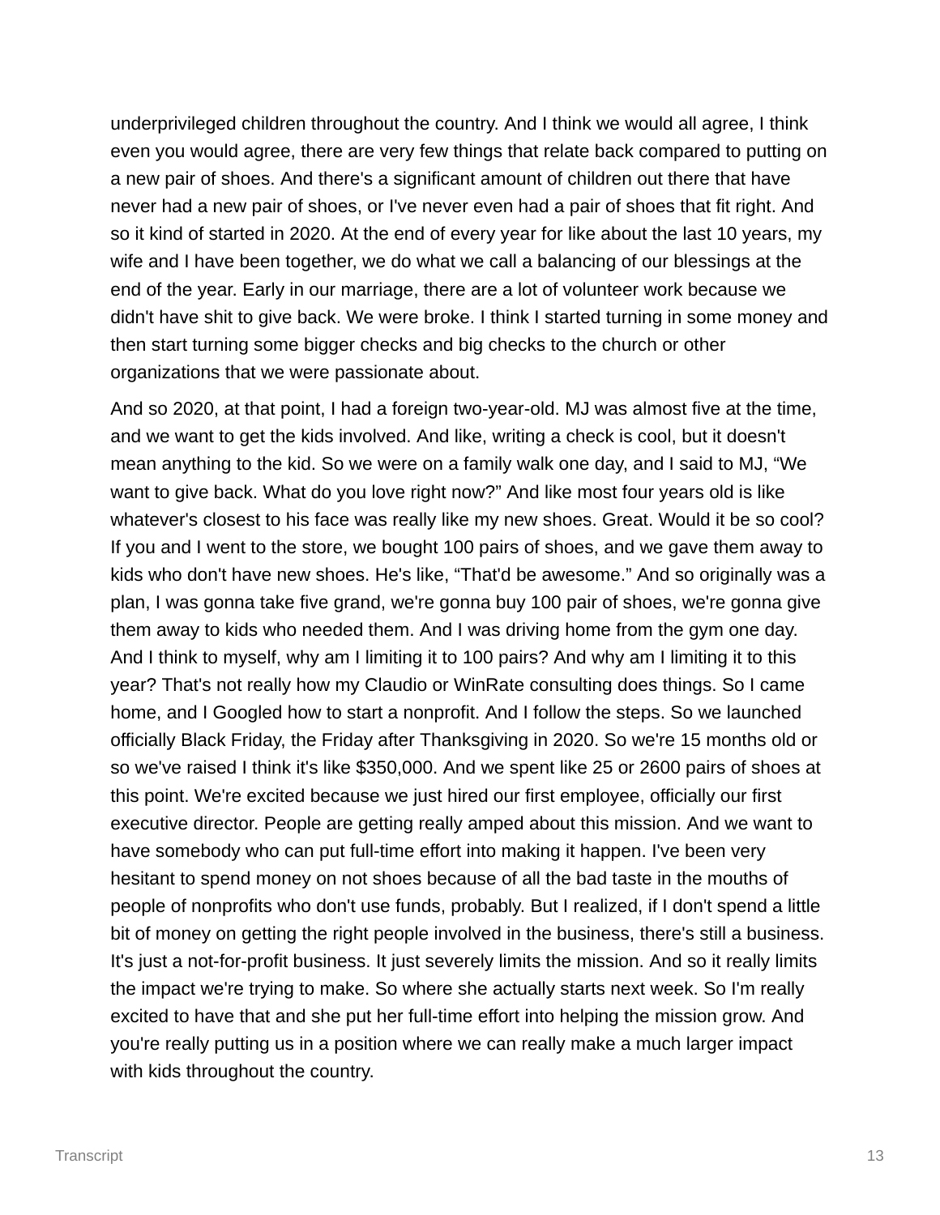underprivileged children throughout the country. And I think we would all agree, I think even you would agree, there are very few things that relate back compared to putting on a new pair of shoes. And there's a significant amount of children out there that have never had a new pair of shoes, or I've never even had a pair of shoes that fit right. And so it kind of started in 2020. At the end of every year for like about the last 10 years, my wife and I have been together, we do what we call a balancing of our blessings at the end of the year. Early in our marriage, there are a lot of volunteer work because we didn't have shit to give back. We were broke. I think I started turning in some money and then start turning some bigger checks and big checks to the church or other organizations that we were passionate about.

And so 2020, at that point, I had a foreign two-year-old. MJ was almost five at the time, and we want to get the kids involved. And like, writing a check is cool, but it doesn't mean anything to the kid. So we were on a family walk one day, and I said to MJ, "We want to give back. What do you love right now?" And like most four years old is like whatever's closest to his face was really like my new shoes. Great. Would it be so cool? If you and I went to the store, we bought 100 pairs of shoes, and we gave them away to kids who don't have new shoes. He's like, "That'd be awesome." And so originally was a plan, I was gonna take five grand, we're gonna buy 100 pair of shoes, we're gonna give them away to kids who needed them. And I was driving home from the gym one day. And I think to myself, why am I limiting it to 100 pairs? And why am I limiting it to this year? That's not really how my Claudio or WinRate consulting does things. So I came home, and I Googled how to start a nonprofit. And I follow the steps. So we launched officially Black Friday, the Friday after Thanksgiving in 2020. So we're 15 months old or so we've raised I think it's like $350,000. And we spent like 25 or 2600 pairs of shoes at this point. We're excited because we just hired our first employee, officially our first executive director. People are getting really amped about this mission. And we want to have somebody who can put full-time effort into making it happen. I've been very hesitant to spend money on not shoes because of all the bad taste in the mouths of people of nonprofits who don't use funds, probably. But I realized, if I don't spend a little bit of money on getting the right people involved in the business, there's still a business. It's just a not-for-profit business. It just severely limits the mission. And so it really limits the impact we're trying to make. So where she actually starts next week. So I'm really excited to have that and she put her full-time effort into helping the mission grow. And you're really putting us in a position where we can really make a much larger impact with kids throughout the country.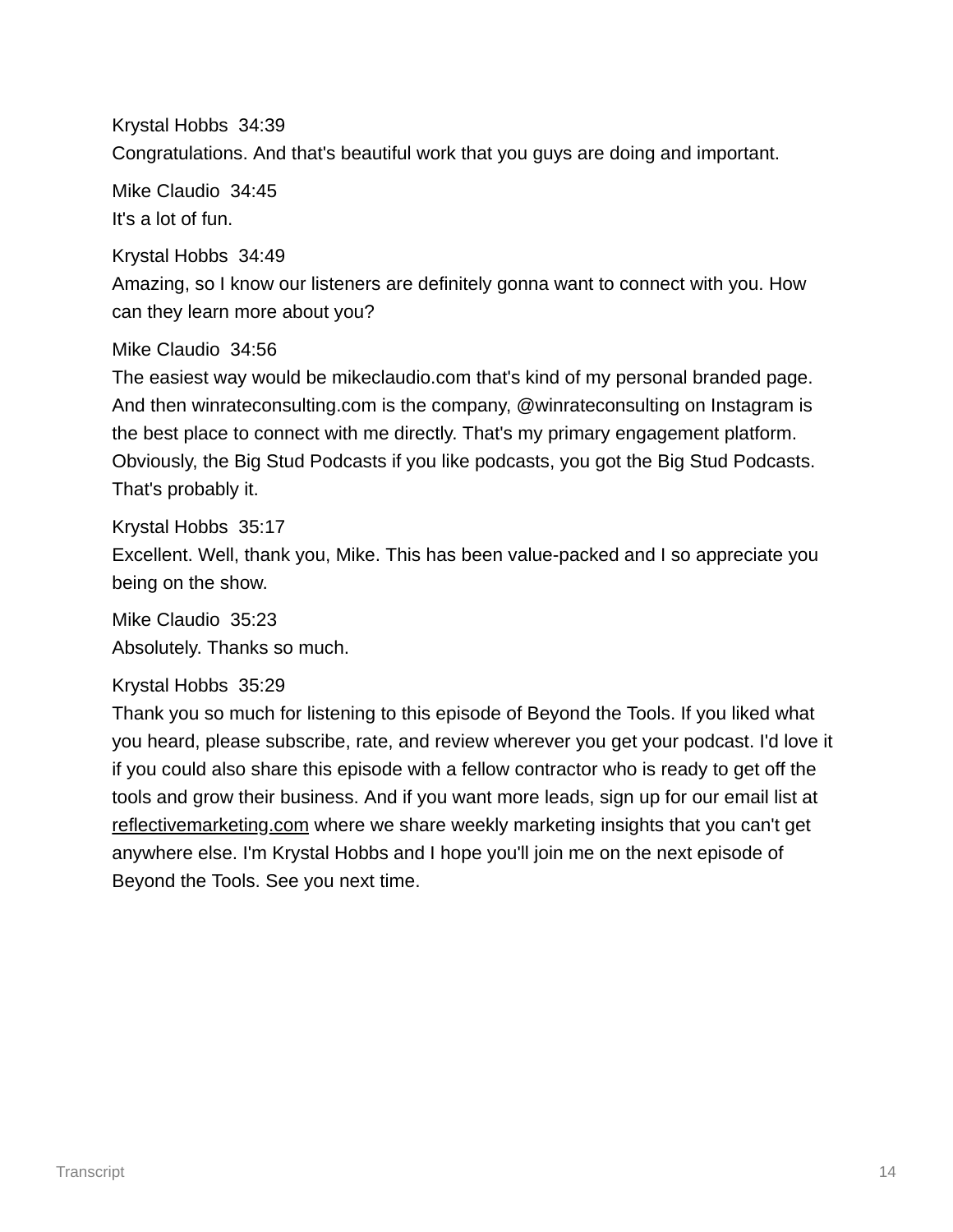Krystal Hobbs 34:39
Congratulations. And that's beautiful work that you guys are doing and important.

Mike Claudio 34:45
It's a lot of fun.

Krystal Hobbs 34:49
Amazing, so I know our listeners are definitely gonna want to connect with you. How can they learn more about you?

Mike Claudio 34:56
The easiest way would be mikeclaudio.com that's kind of my personal branded page. And then winrateconsulting.com is the company, @winrateconsulting on Instagram is the best place to connect with me directly. That's my primary engagement platform. Obviously, the Big Stud Podcasts if you like podcasts, you got the Big Stud Podcasts. That's probably it.

Krystal Hobbs 35:17
Excellent. Well, thank you, Mike. This has been value-packed and I so appreciate you being on the show.

Mike Claudio 35:23
Absolutely. Thanks so much.

Krystal Hobbs 35:29
Thank you so much for listening to this episode of Beyond the Tools. If you liked what you heard, please subscribe, rate, and review wherever you get your podcast. I'd love it if you could also share this episode with a fellow contractor who is ready to get off the tools and grow their business. And if you want more leads, sign up for our email list at reflectivemarketing.com where we share weekly marketing insights that you can't get anywhere else. I'm Krystal Hobbs and I hope you'll join me on the next episode of Beyond the Tools. See you next time.